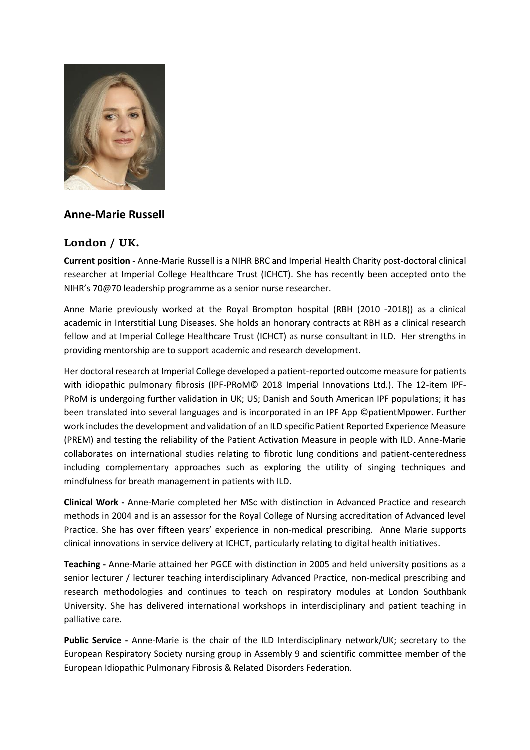## Anne-Marie Russell

### London / UK.

**Current position -** Anne-Marie Russell is a NIHR BRC and Imperial Health Charity post-doctoral clinical researcher at Imperial College Healthcare Trust (ICHCT). She has recently been accepted onto the NIHR's 70@70 leadership programme as a senior nurse researcher.

Anne Marie previously worked at the Royal Brompton hospital (RBH (2010 -2018)) as a clinical academic in Interstitial Lung Diseases. She holds an honorary contracts at RBH as a clinical research fellow and at Imperial College Healthcare Trust (ICHCT) as nurse consultant in ILD. Her strengths in providing mentorship are to support academic and research development.

Her doctoral research at Imperial College developed a patient-reported outcome measure for patients with idiopathic pulmonary fibrosis (IPF-PRoM© 2018 Imperial Innovations Ltd.). The 12-item IPF-PRoM is undergoing further validation in UK; US; Danish and South American IPF populations; it has been translated into several languages and is incorporated in an IPF App ©patientMpower. Further work includes the development and validation of an ILD specific Patient Reported Experience Measure (PREM) and testing the reliability of the Patient Activation Measure in people with ILD. Anne-Marie collaborates on international studies relating to fibrotic lung conditions and patient-centeredness including complementary approaches such as exploring the utility of singing techniques and mindfulness for breath management in patients with ILD.

**Clinical Work -** Anne-Marie completed her MSc with distinction in Advanced Practice and research methods in 2004 and is an assessor for the Royal College of Nursing accreditation of Advanced level Practice. She has over fifteen years' experience in non-medical prescribing. Anne Marie supports clinical innovations in service delivery at ICHCT, particularly relating to digital health initiatives.

**Teaching -** Anne-Marie attained her PGCE with distinction in 2005 and held university positions as a senior lecturer / lecturer teaching interdisciplinary Advanced Practice, non-medical prescribing and research methodologies and continues to teach on respiratory modules at London Southbank University. She has delivered international workshops in interdisciplinary and patient teaching in palliative care.

**Public Service -** Anne-Marie is the chair of the ILD Interdisciplinary network/UK; secretary to the European Respiratory Society nursing group in Assembly 9 and scientific committee member of the European Idiopathic Pulmonary Fibrosis & Related Disorders Federation.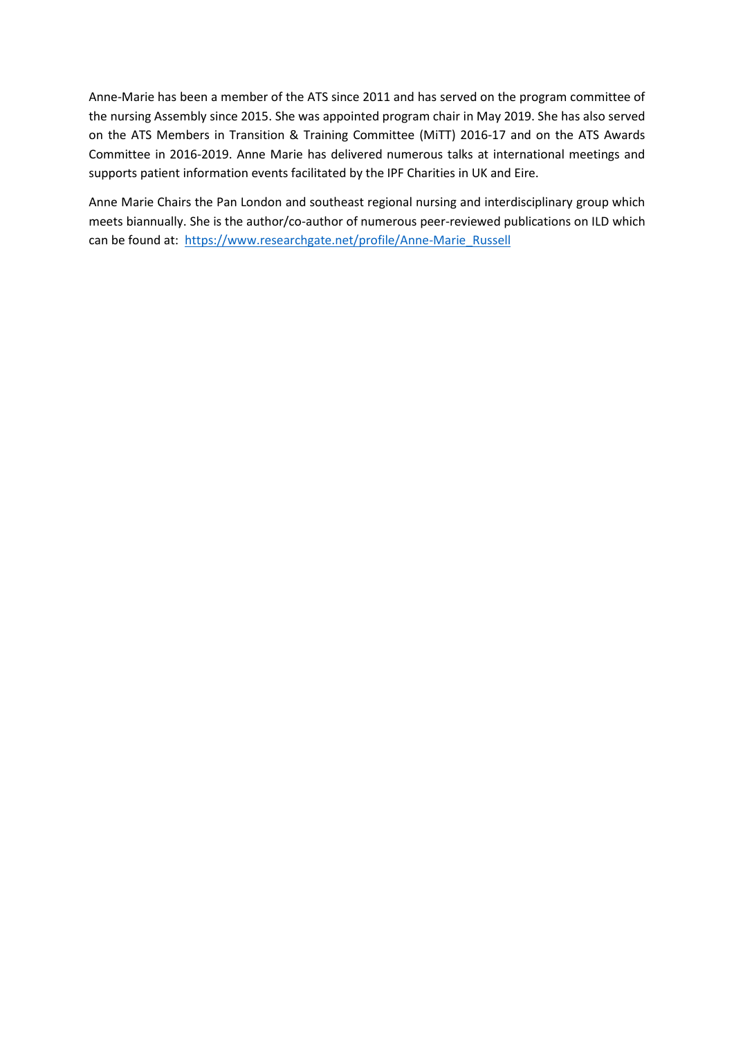Anne-Marie has been a member of the ATS since 2011 and has served on the program committee of the nursing Assembly since 2015. She was appointed program chair in May 2019. She has also served on the ATS Members in Transition & Training Committee (MiTT) 2016-17 and on the ATS Awards Committee in 2016-2019. Anne Marie has delivered numerous talks at international meetings and supports patient information events facilitated by the IPF Charities in UK and Eire.

Anne Marie Chairs the Pan London and southeast regional nursing and interdisciplinary group which meets biannually. She is the author/co-author of numerous peer-reviewed publications on ILD which can be found at: [https://www.researchgate.net/profile/Anne-Marie_Russell](https://www.researchgate.net/profile/Anne-Marie_Russell)